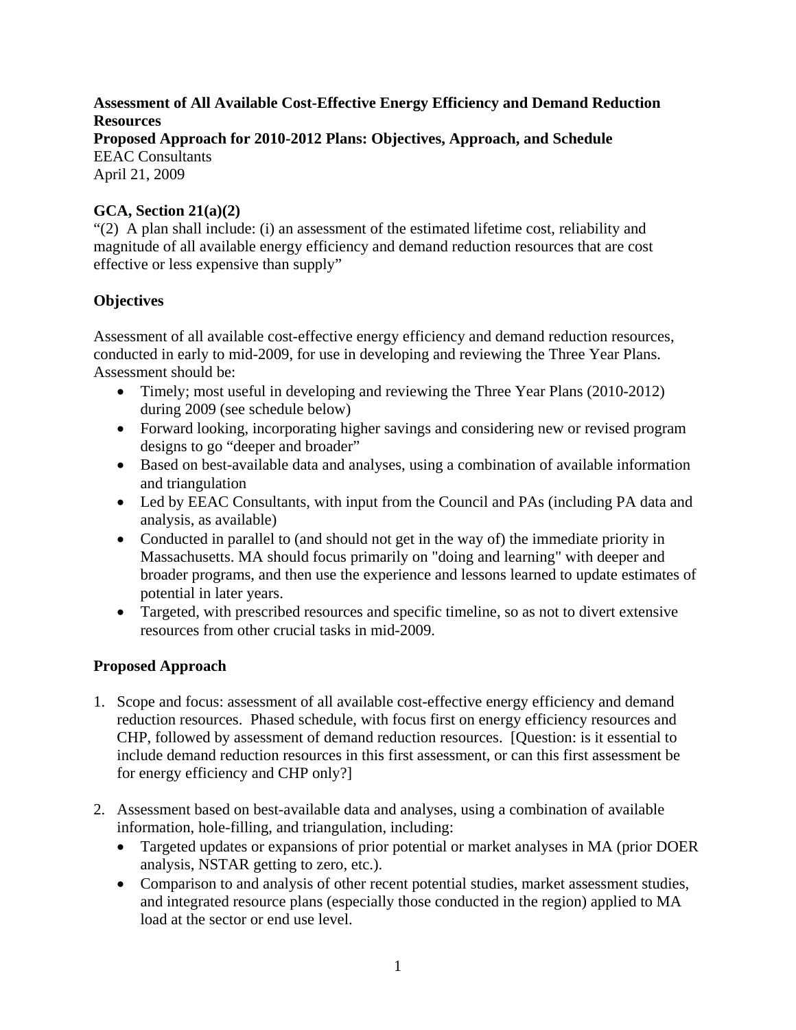**Assessment of All Available Cost-Effective Energy Efficiency and Demand Reduction Resources**
**Proposed Approach for 2010-2012 Plans: Objectives, Approach, and Schedule**
EEAC Consultants
April 21, 2009

**GCA, Section 21(a)(2)**
"(2) A plan shall include: (i) an assessment of the estimated lifetime cost, reliability and magnitude of all available energy efficiency and demand reduction resources that are cost effective or less expensive than supply"

**Objectives**

Assessment of all available cost-effective energy efficiency and demand reduction resources, conducted in early to mid-2009, for use in developing and reviewing the Three Year Plans. Assessment should be:

- Timely; most useful in developing and reviewing the Three Year Plans (2010-2012) during 2009 (see schedule below)
- Forward looking, incorporating higher savings and considering new or revised program designs to go "deeper and broader"
- Based on best-available data and analyses, using a combination of available information and triangulation
- Led by EEAC Consultants, with input from the Council and PAs (including PA data and analysis, as available)
- Conducted in parallel to (and should not get in the way of) the immediate priority in Massachusetts. MA should focus primarily on "doing and learning" with deeper and broader programs, and then use the experience and lessons learned to update estimates of potential in later years.
- Targeted, with prescribed resources and specific timeline, so as not to divert extensive resources from other crucial tasks in mid-2009.

**Proposed Approach**

1. Scope and focus: assessment of all available cost-effective energy efficiency and demand reduction resources. Phased schedule, with focus first on energy efficiency resources and CHP, followed by assessment of demand reduction resources. [Question: is it essential to include demand reduction resources in this first assessment, or can this first assessment be for energy efficiency and CHP only?]

2. Assessment based on best-available data and analyses, using a combination of available information, hole-filling, and triangulation, including:
   - Targeted updates or expansions of prior potential or market analyses in MA (prior DOER analysis, NSTAR getting to zero, etc.).
   - Comparison to and analysis of other recent potential studies, market assessment studies, and integrated resource plans (especially those conducted in the region) applied to MA load at the sector or end use level.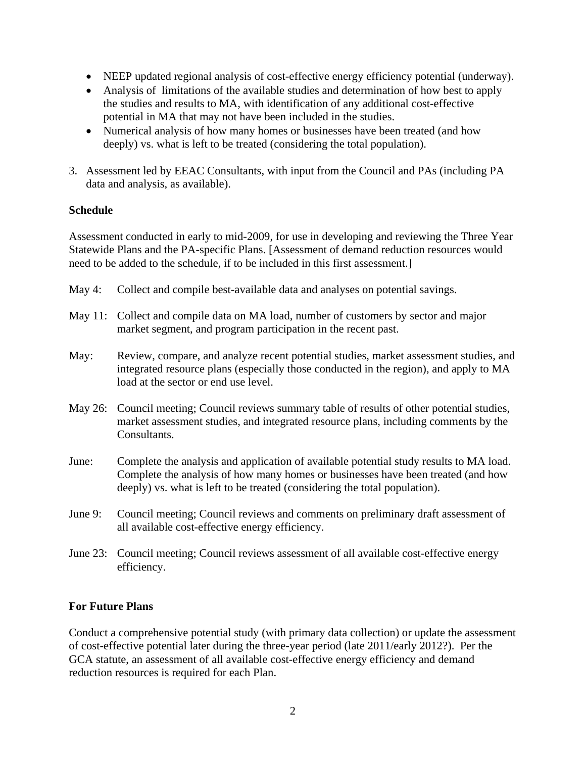- NEEP updated regional analysis of cost-effective energy efficiency potential (underway).
- Analysis of limitations of the available studies and determination of how best to apply the studies and results to MA, with identification of any additional cost-effective potential in MA that may not have been included in the studies.
- Numerical analysis of how many homes or businesses have been treated (and how deeply) vs. what is left to be treated (considering the total population).

3. Assessment led by EEAC Consultants, with input from the Council and PAs (including PA data and analysis, as available).

**Schedule**

Assessment conducted in early to mid-2009, for use in developing and reviewing the Three Year Statewide Plans and the PA-specific Plans. [Assessment of demand reduction resources would need to be added to the schedule, if to be included in this first assessment.]

May 4: Collect and compile best-available data and analyses on potential savings.

May 11: Collect and compile data on MA load, number of customers by sector and major market segment, and program participation in the recent past.

May: Review, compare, and analyze recent potential studies, market assessment studies, and integrated resource plans (especially those conducted in the region), and apply to MA load at the sector or end use level.

May 26: Council meeting; Council reviews summary table of results of other potential studies, market assessment studies, and integrated resource plans, including comments by the Consultants.

June: Complete the analysis and application of available potential study results to MA load. Complete the analysis of how many homes or businesses have been treated (and how deeply) vs. what is left to be treated (considering the total population).

June 9: Council meeting; Council reviews and comments on preliminary draft assessment of all available cost-effective energy efficiency.

June 23: Council meeting; Council reviews assessment of all available cost-effective energy efficiency.

**For Future Plans**

Conduct a comprehensive potential study (with primary data collection) or update the assessment of cost-effective potential later during the three-year period (late 2011/early 2012?). Per the GCA statute, an assessment of all available cost-effective energy efficiency and demand reduction resources is required for each Plan.